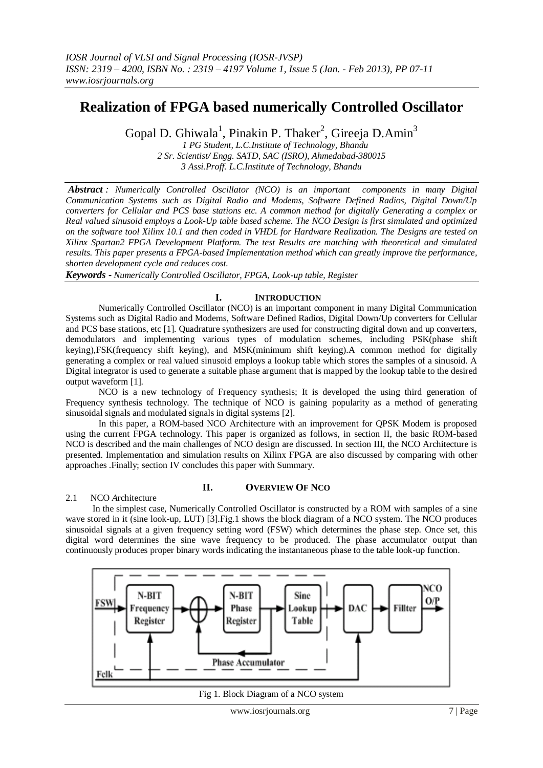# Realization of FPGA based numerically Controlled Oscillator

Gopal D. Ghiwala[1], Pinakin P. Thaker[2], Gireeja D.Amin[3]

*1 PG Student, L.C.Institute of Technology, Bhandu*
*2 Sr. Scientist/ Engg. SATD, SAC (ISRO), Ahmedabad-380015*
*3 Assi.Proff. L.C.Institute of Technology, Bhandu*

***Abstract*** *: Numerically Controlled Oscillator (NCO) is an important components in many Digital Communication Systems such as Digital Radio and Modems, Software Defined Radios, Digital Down/Up converters for Cellular and PCS base stations etc. A common method for digitally Generating a complex or Real valued sinusoid employs a Look-Up table based scheme. The NCO Design is first simulated and optimized on the software tool Xilinx 10.1 and then coded in VHDL for Hardware Realization. The Designs are tested on Xilinx Spartan2 FPGA Development Platform. The test Results are matching with theoretical and simulated results. This paper presents a FPGA-based Implementation method which can greatly improve the performance, shorten development cycle and reduces cost.*

***Keywords -*** *Numerically Controlled Oscillator, FPGA, Look-up table, Register*

## I. Introduction

Numerically Controlled Oscillator (NCO) is an important component in many Digital Communication Systems such as Digital Radio and Modems, Software Defined Radios, Digital Down/Up converters for Cellular and PCS base stations, etc [1]. Quadrature synthesizers are used for constructing digital down and up converters, demodulators and implementing various types of modulation schemes, including PSK(phase shift keying),FSK(frequency shift keying), and MSK(minimum shift keying).A common method for digitally generating a complex or real valued sinusoid employs a lookup table which stores the samples of a sinusoid. A Digital integrator is used to generate a suitable phase argument that is mapped by the lookup table to the desired output waveform [1].

NCO is a new technology of Frequency synthesis; It is developed the using third generation of Frequency synthesis technology. The technique of NCO is gaining popularity as a method of generating sinusoidal signals and modulated signals in digital systems [2].

In this paper, a ROM-based NCO Architecture with an improvement for QPSK Modem is proposed using the current FPGA technology. This paper is organized as follows, in section II, the basic ROM-based NCO is described and the main challenges of NCO design are discussed. In section III, the NCO Architecture is presented. Implementation and simulation results on Xilinx FPGA are also discussed by comparing with other approaches .Finally; section IV concludes this paper with Summary.

## II. Overview Of Nco

### 2.1 NCO *A*rchitecture

In the simplest case, Numerically Controlled Oscillator is constructed by a ROM with samples of a sine wave stored in it (sine look-up, LUT) [3].Fig.1 shows the block diagram of a NCO system. The NCO produces sinusoidal signals at a given frequency setting word (FSW) which determines the phase step. Once set, this digital word determines the sine wave frequency to be produced. The phase accumulator output than continuously produces proper binary words indicating the instantaneous phase to the table look-up function.

Fig 1. Block Diagram of a NCO system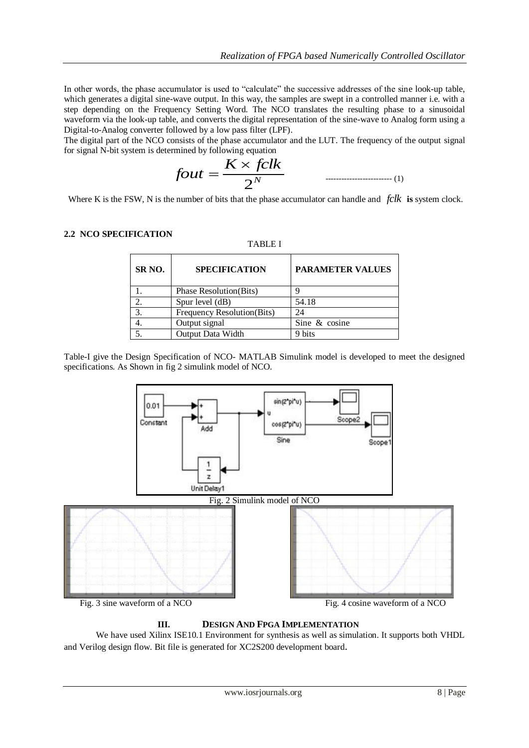In other words, the phase accumulator is used to "calculate" the successive addresses of the sine look-up table, which generates a digital sine-wave output. In this way, the samples are swept in a controlled manner i.e. with a step depending on the Frequency Setting Word. The NCO translates the resulting phase to a sinusoidal waveform via the look-up table, and converts the digital representation of the sine-wave to Analog form using a Digital-to-Analog converter followed by a low pass filter (LPF).

The digital part of the NCO consists of the phase accumulator and the LUT. The frequency of the output signal for signal N-bit system is determined by following equation

$$fout = \frac{K \times fclk}{2^N} \quad \text{-------------------------- (1)}$$

Where K is the FSW, N is the number of bits that the phase accumulator can handle and $fclk$ **is** system clock.

### 2.2 NCO SPECIFICATION

TABLE I

| SR NO. | SPECIFICATION | PARAMETER VALUES |
|---|---|---|
| 1. | Phase Resolution(Bits) | 9 |
| 2. | Spur level (dB) | 54.18 |
| 3. | Frequency Resolution(Bits) | 24 |
| 4. | Output signal | Sine & cosine |
| 5. | Output Data Width | 9 bits |

Table-I give the Design Specification of NCO- MATLAB Simulink model is developed to meet the designed specifications. As Shown in fig 2 simulink model of NCO.

Fig. 2 Simulink model of NCO

Fig. 3 sine waveform of a NCO

Fig. 4 cosine waveform of a NCO

## III. DESIGN AND FPGA IMPLEMENTATION

We have used Xilinx ISE10.1 Environment for synthesis as well as simulation. It supports both VHDL and Verilog design flow. Bit file is generated for XC2S200 development board.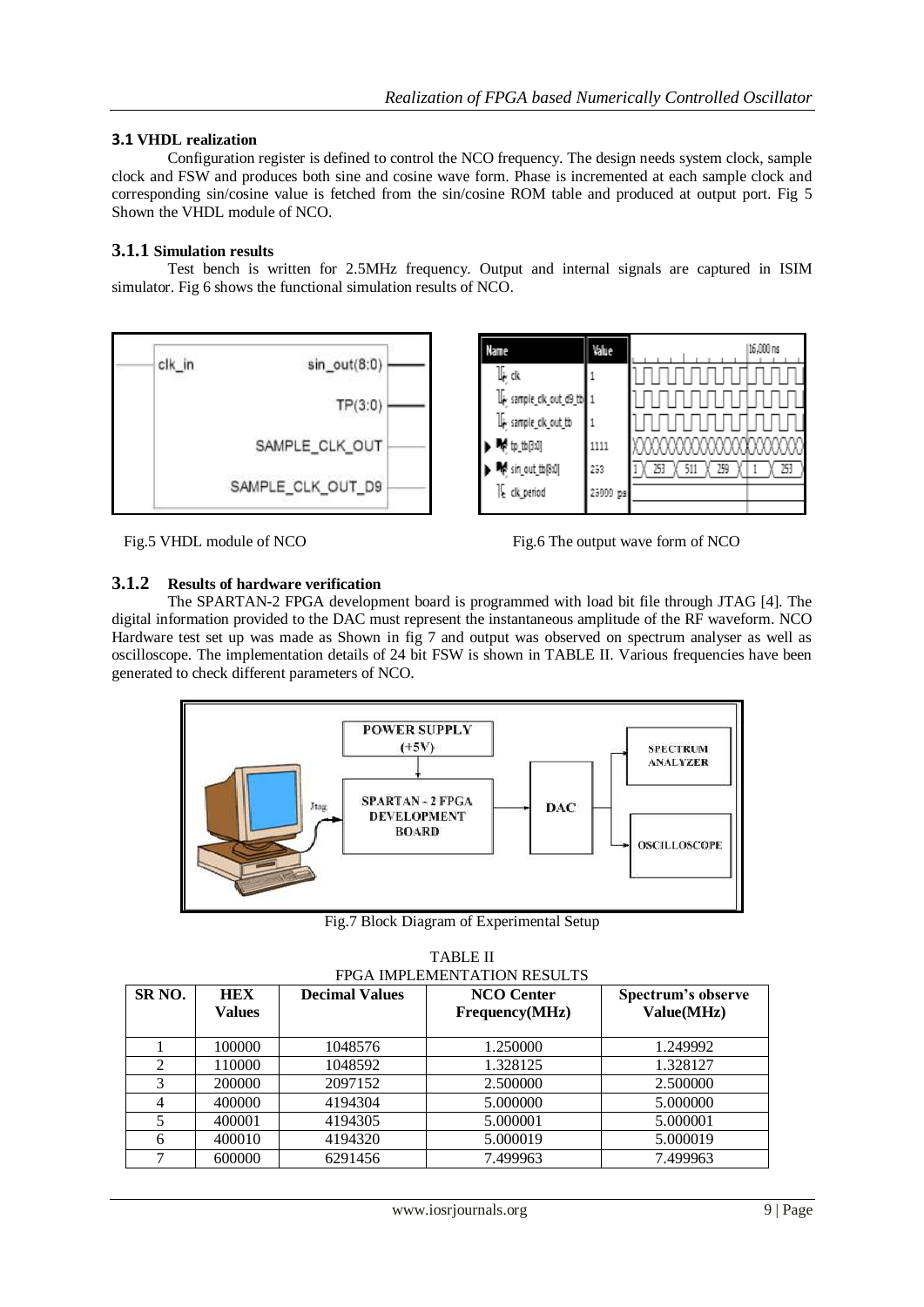### 3.1 VHDL realization

Configuration register is defined to control the NCO frequency. The design needs system clock, sample clock and FSW and produces both sine and cosine wave form. Phase is incremented at each sample clock and corresponding sin/cosine value is fetched from the sin/cosine ROM table and produced at output port. Fig 5 Shown the VHDL module of NCO.

### 3.1.1 Simulation results

Test bench is written for 2.5MHz frequency. Output and internal signals are captured in ISIM simulator. Fig 6 shows the functional simulation results of NCO.

Fig.5 VHDL module of NCO

Fig.6 The output wave form of NCO

### 3.1.2 Results of hardware verification

The SPARTAN-2 FPGA development board is programmed with load bit file through JTAG [4]. The digital information provided to the DAC must represent the instantaneous amplitude of the RF waveform. NCO Hardware test set up was made as Shown in fig 7 and output was observed on spectrum analyser as well as oscilloscope. The implementation details of 24 bit FSW is shown in TABLE II. Various frequencies have been generated to check different parameters of NCO.

Fig.7 Block Diagram of Experimental Setup

TABLE II
FPGA IMPLEMENTATION RESULTS

| SR NO. | HEX Values | Decimal Values | NCO Center Frequency(MHz) | Spectrum's observe Value(MHz) |
|---|---|---|---|---|
| 1 | 100000 | 1048576 | 1.250000 | 1.249992 |
| 2 | 110000 | 1048592 | 1.328125 | 1.328127 |
| 3 | 200000 | 2097152 | 2.500000 | 2.500000 |
| 4 | 400000 | 4194304 | 5.000000 | 5.000000 |
| 5 | 400001 | 4194305 | 5.000001 | 5.000001 |
| 6 | 400010 | 4194320 | 5.000019 | 5.000019 |
| 7 | 600000 | 6291456 | 7.499963 | 7.499963 |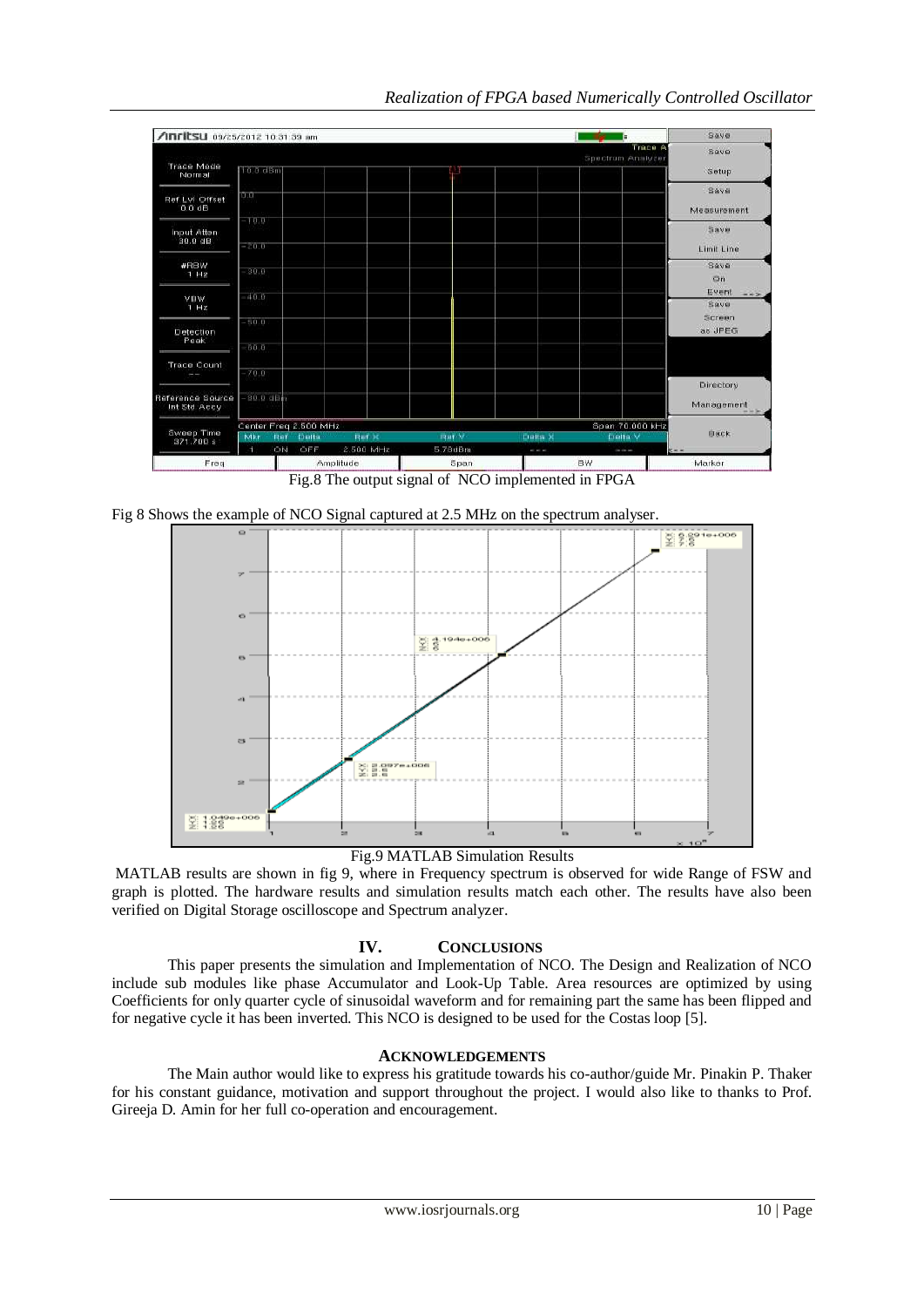Fig.8 The output signal of NCO implemented in FPGA

Fig 8 Shows the example of NCO Signal captured at 2.5 MHz on the spectrum analyser.

Fig.9 MATLAB Simulation Results

MATLAB results are shown in fig 9, where in Frequency spectrum is observed for wide Range of FSW and graph is plotted. The hardware results and simulation results match each other. The results have also been verified on Digital Storage oscilloscope and Spectrum analyzer.

## IV. CONCLUSIONS

This paper presents the simulation and Implementation of NCO. The Design and Realization of NCO include sub modules like phase Accumulator and Look-Up Table. Area resources are optimized by using Coefficients for only quarter cycle of sinusoidal waveform and for remaining part the same has been flipped and for negative cycle it has been inverted. This NCO is designed to be used for the Costas loop [5].

## ACKNOWLEDGEMENTS

The Main author would like to express his gratitude towards his co-author/guide Mr. Pinakin P. Thaker for his constant guidance, motivation and support throughout the project. I would also like to thanks to Prof. Gireeja D. Amin for her full co-operation and encouragement.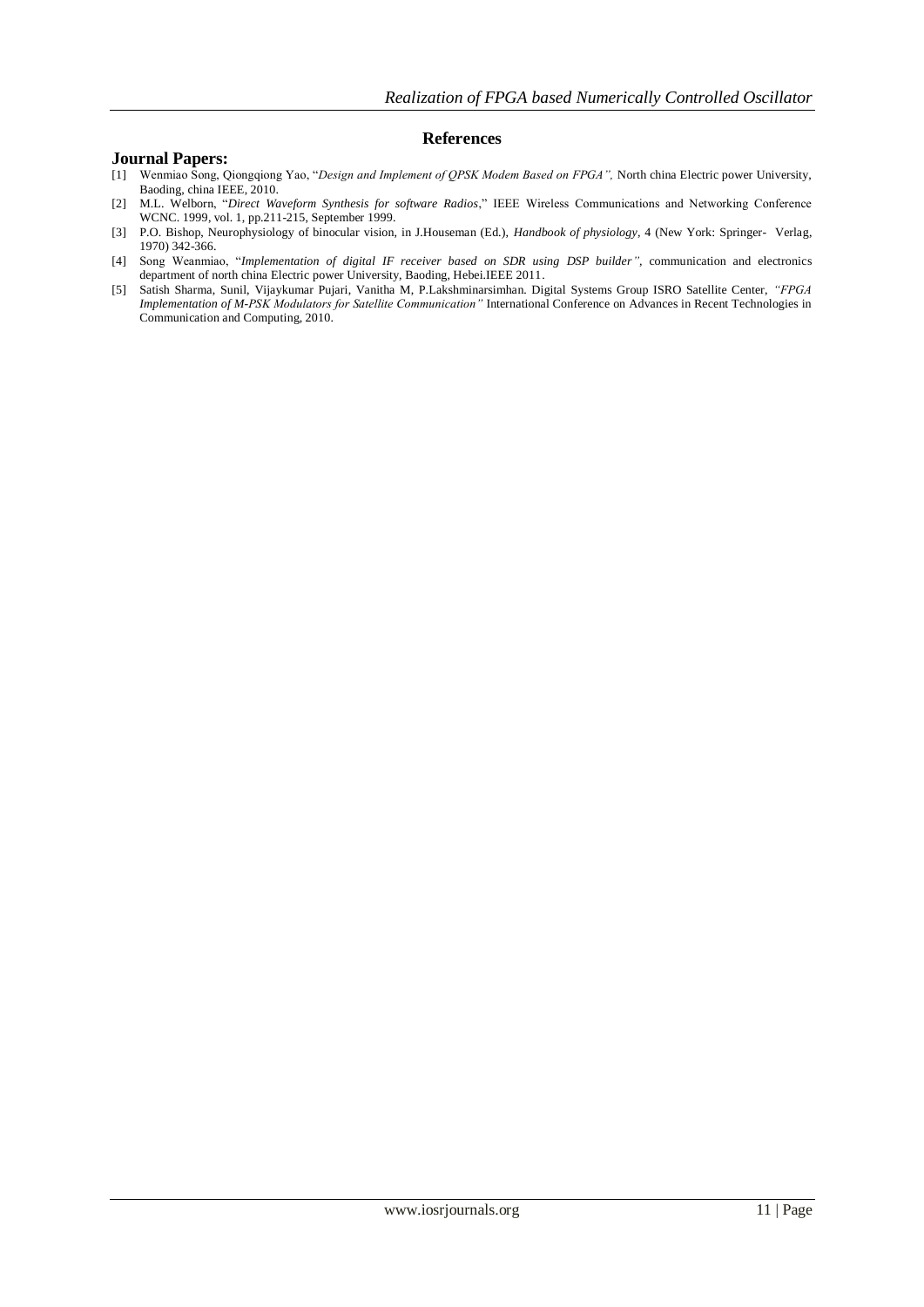## References

### Journal Papers:

[1] Wenmiao Song, Qiongqiong Yao, "*Design and Implement of QPSK Modem Based on FPGA",* North china Electric power University, Baoding, china IEEE, 2010.

[2] M.L. Welborn, "*Direct Waveform Synthesis for software Radios*," IEEE Wireless Communications and Networking Conference WCNC. 1999, vol. 1, pp.211-215, September 1999.

[3] P.O. Bishop, Neurophysiology of binocular vision, in J.Houseman (Ed.), *Handbook of physiology*, 4 (New York: Springer- Verlag, 1970) 342-366.

[4] Song Weanmiao, "*Implementation of digital IF receiver based on SDR using DSP builder",* communication and electronics department of north china Electric power University, Baoding, Hebei.IEEE 2011.

[5] Satish Sharma, Sunil, Vijaykumar Pujari, Vanitha M, P.Lakshminarsimhan. Digital Systems Group ISRO Satellite Center, *"FPGA Implementation of M-PSK Modulators for Satellite Communication"* International Conference on Advances in Recent Technologies in Communication and Computing, 2010.